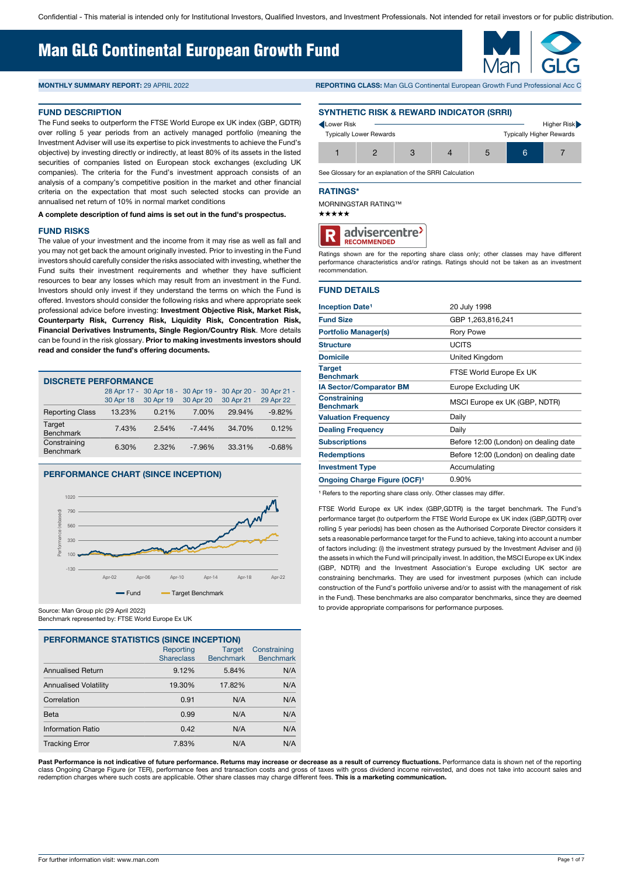Confidential - This material is intended only for Institutional Investors, Qualified Investors, and Investment Professionals. Not intended for retail investors or for public distribution.

# Man GLG Continental European Growth Fund

**MONTHLY SUMMARY REPORT:** 29 APRIL 2022

**REPORTING CLASS:** Man GLG Continental European Growth Fund Professional Acc C

## FUND DESCRIPTION

The Fund seeks to outperform the FTSE World Europe ex UK index (GBP, GDTR) over rolling 5 year periods from an actively managed portfolio (meaning the Investment Adviser will use its expertise to pick investments to achieve the Fund's objective) by investing directly or indirectly, at least 80% of its assets in the listed securities of companies listed on European stock exchanges (excluding UK companies). The criteria for the Fund's investment approach consists of an analysis of a company's competitive position in the market and other financial criteria on the expectation that most such selected stocks can provide an annualised net return of 10% in normal market conditions

**A complete description of fund aims is set out in the fund's prospectus.**

## FUND RISKS

The value of your investment and the income from it may rise as well as fall and you may not get back the amount originally invested. Prior to investing in the Fund investors should carefully consider the risks associated with investing, whether the Fund suits their investment requirements and whether they have sufficient resources to bear any losses which may result from an investment in the Fund. Investors should only invest if they understand the terms on which the Fund is offered. Investors should consider the following risks and where appropriate seek professional advice before investing: **Investment Objective Risk, Market Risk, Counterparty Risk, Currency Risk, Liquidity Risk, Concentration Risk, Financial Derivatives Instruments, Single Region/Country Risk**. More details can be found in the risk glossary. **Prior to making investments investors should read and consider the fund's offering documents.**

## DISCRETE PERFORMANCE

| | 28 Apr 17 - 30 Apr 18 | 30 Apr 18 - 30 Apr 19 | 30 Apr 19 - 30 Apr 20 | 30 Apr 20 - 30 Apr 21 | 30 Apr 21 - 29 Apr 22 |
|---|---|---|---|---|---|
| Reporting Class | 13.23% | 0.21% | 7.00% | 29.94% | -9.82% |
| Target Benchmark | 7.43% | 2.54% | -7.44% | 34.70% | 0.12% |
| Constraining Benchmark | 6.30% | 2.32% | -7.96% | 33.31% | -0.68% |

## PERFORMANCE CHART (SINCE INCEPTION)

Source: Man Group plc (29 April 2022)
Benchmark represented by: FTSE World Europe Ex UK

## PERFORMANCE STATISTICS (SINCE INCEPTION)

| | Reporting Shareclass | Target Benchmark | Constraining Benchmark |
|---|---|---|---|
| Annualised Return | 9.12% | 5.84% | N/A |
| Annualised Volatility | 19.30% | 17.82% | N/A |
| Correlation | 0.91 | N/A | N/A |
| Beta | 0.99 | N/A | N/A |
| Information Ratio | 0.42 | N/A | N/A |
| Tracking Error | 7.83% | N/A | N/A |

## SYNTHETIC RISK & REWARD INDICATOR (SRRI)

Lower Risk — Higher Risk
Typically Lower Rewards — Typically Higher Rewards

| 1 | 2 | 3 | 4 | 5 | **6** | 7 |
|---|---|---|---|---|---|---|

See Glossary for an explanation of the SRRI Calculation

## RATINGS*

MORNINGSTAR RATING™
★★★★★

advisercentre RECOMMENDED

Ratings shown are for the reporting share class only; other classes may have different performance characteristics and/or ratings. Ratings should not be taken as an investment recommendation.

## FUND DETAILS

| | |
|---|---|
| Inception Date[1] | 20 July 1998 |
| Fund Size | GBP 1,263,816,241 |
| Portfolio Manager(s) | Rory Powe |
| Structure | UCITS |
| Domicile | United Kingdom |
| Target Benchmark | FTSE World Europe Ex UK |
| IA Sector/Comparator BM | Europe Excluding UK |
| Constraining Benchmark | MSCI Europe ex UK (GBP, NDTR) |
| Valuation Frequency | Daily |
| Dealing Frequency | Daily |
| Subscriptions | Before 12:00 (London) on dealing date |
| Redemptions | Before 12:00 (London) on dealing date |
| Investment Type | Accumulating |
| Ongoing Charge Figure (OCF)[1] | 0.90% |

[1] Refers to the reporting share class only. Other classes may differ.

FTSE World Europe ex UK index (GBP,GDTR) is the target benchmark. The Fund's performance target (to outperform the FTSE World Europe ex UK index (GBP,GDTR) over rolling 5 year periods) has been chosen as the Authorised Corporate Director considers it sets a reasonable performance target for the Fund to achieve, taking into account a number of factors including: (i) the investment strategy pursued by the Investment Adviser and (ii) the assets in which the Fund will principally invest. In addition, the MSCI Europe ex UK index (GBP, NDTR) and the Investment Association's Europe excluding UK sector are constraining benchmarks. They are used for investment purposes (which can include construction of the Fund's portfolio universe and/or to assist with the management of risk in the Fund). These benchmarks are also comparator benchmarks, since they are deemed to provide appropriate comparisons for performance purposes.

**Past Performance is not indicative of future performance. Returns may increase or decrease as a result of currency fluctuations.** Performance data is shown net of the reporting class Ongoing Charge Figure (or TER), performance fees and transaction costs and gross of taxes with gross dividend income reinvested, and does not take into account sales and redemption charges where such costs are applicable. Other share classes may charge different fees. **This is a marketing communication.**

For further information visit: www.man.com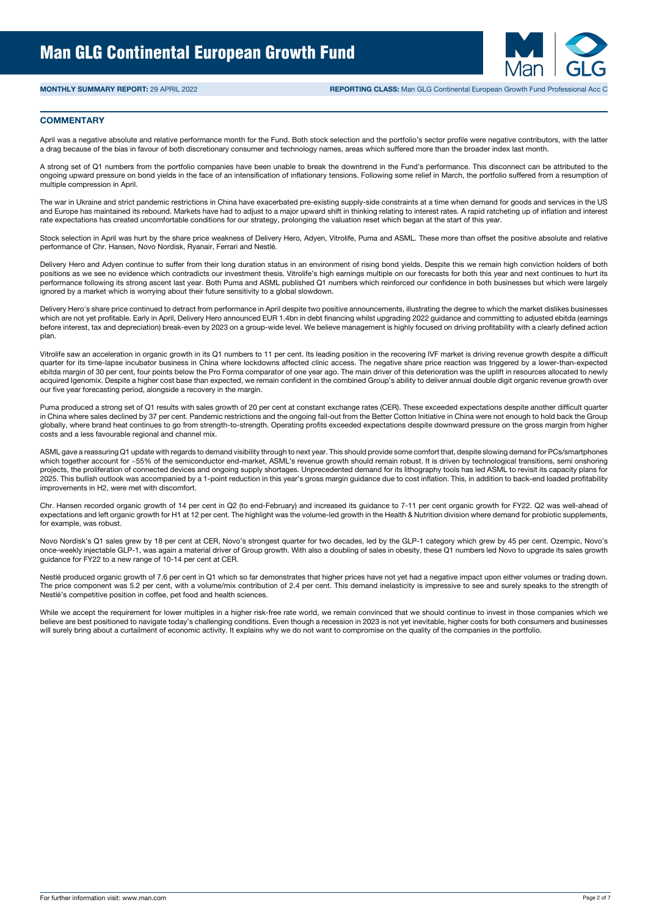# Man GLG Continental European Growth Fund

**MONTHLY SUMMARY REPORT:** 29 APRIL 2022 **REPORTING CLASS:** Man GLG Continental European Growth Fund Professional Acc C

## COMMENTARY

April was a negative absolute and relative performance month for the Fund. Both stock selection and the portfolio's sector profile were negative contributors, with the latter a drag because of the bias in favour of both discretionary consumer and technology names, areas which suffered more than the broader index last month.

A strong set of Q1 numbers from the portfolio companies have been unable to break the downtrend in the Fund's performance. This disconnect can be attributed to the ongoing upward pressure on bond yields in the face of an intensification of inflationary tensions. Following some relief in March, the portfolio suffered from a resumption of multiple compression in April.

The war in Ukraine and strict pandemic restrictions in China have exacerbated pre-existing supply-side constraints at a time when demand for goods and services in the US and Europe has maintained its rebound. Markets have had to adjust to a major upward shift in thinking relating to interest rates. A rapid ratcheting up of inflation and interest rate expectations has created uncomfortable conditions for our strategy, prolonging the valuation reset which began at the start of this year.

Stock selection in April was hurt by the share price weakness of Delivery Hero, Adyen, Vitrolife, Puma and ASML. These more than offset the positive absolute and relative performance of Chr. Hansen, Novo Nordisk, Ryanair, Ferrari and Nestlé.

Delivery Hero and Adyen continue to suffer from their long duration status in an environment of rising bond yields. Despite this we remain high conviction holders of both positions as we see no evidence which contradicts our investment thesis. Vitrolife's high earnings multiple on our forecasts for both this year and next continues to hurt its performance following its strong ascent last year. Both Puma and ASML published Q1 numbers which reinforced our confidence in both businesses but which were largely ignored by a market which is worrying about their future sensitivity to a global slowdown.

Delivery Hero's share price continued to detract from performance in April despite two positive announcements, illustrating the degree to which the market dislikes businesses which are not yet profitable. Early in April, Delivery Hero announced EUR 1.4bn in debt financing whilst upgrading 2022 guidance and committing to adjusted ebitda (earnings before interest, tax and depreciation) break-even by 2023 on a group-wide level. We believe management is highly focused on driving profitability with a clearly defined action plan.

Vitrolife saw an acceleration in organic growth in its Q1 numbers to 11 per cent. Its leading position in the recovering IVF market is driving revenue growth despite a difficult quarter for its time-lapse incubator business in China where lockdowns affected clinic access. The negative share price reaction was triggered by a lower-than-expected ebitda margin of 30 per cent, four points below the Pro Forma comparator of one year ago. The main driver of this deterioration was the uplift in resources allocated to newly acquired Igenomix. Despite a higher cost base than expected, we remain confident in the combined Group's ability to deliver annual double digit organic revenue growth over our five year forecasting period, alongside a recovery in the margin.

Puma produced a strong set of Q1 results with sales growth of 20 per cent at constant exchange rates (CER). These exceeded expectations despite another difficult quarter in China where sales declined by 37 per cent. Pandemic restrictions and the ongoing fall-out from the Better Cotton Initiative in China were not enough to hold back the Group globally, where brand heat continues to go from strength-to-strength. Operating profits exceeded expectations despite downward pressure on the gross margin from higher costs and a less favourable regional and channel mix.

ASML gave a reassuring Q1 update with regards to demand visibility through to next year. This should provide some comfort that, despite slowing demand for PCs/smartphones which together account for ~55% of the semiconductor end-market, ASML's revenue growth should remain robust. It is driven by technological transitions, semi onshoring projects, the proliferation of connected devices and ongoing supply shortages. Unprecedented demand for its lithography tools has led ASML to revisit its capacity plans for 2025. This bullish outlook was accompanied by a 1-point reduction in this year's gross margin guidance due to cost inflation. This, in addition to back-end loaded profitability improvements in H2, were met with discomfort.

Chr. Hansen recorded organic growth of 14 per cent in Q2 (to end-February) and increased its guidance to 7-11 per cent organic growth for FY22. Q2 was well-ahead of expectations and left organic growth for H1 at 12 per cent. The highlight was the volume-led growth in the Health & Nutrition division where demand for probiotic supplements, for example, was robust.

Novo Nordisk's Q1 sales grew by 18 per cent at CER, Novo's strongest quarter for two decades, led by the GLP-1 category which grew by 45 per cent. Ozempic, Novo's once-weekly injectable GLP-1, was again a material driver of Group growth. With also a doubling of sales in obesity, these Q1 numbers led Novo to upgrade its sales growth guidance for FY22 to a new range of 10-14 per cent at CER.

Nestlé produced organic growth of 7.6 per cent in Q1 which so far demonstrates that higher prices have not yet had a negative impact upon either volumes or trading down. The price component was 5.2 per cent, with a volume/mix contribution of 2.4 per cent. This demand inelasticity is impressive to see and surely speaks to the strength of Nestlé's competitive position in coffee, pet food and health sciences.

While we accept the requirement for lower multiples in a higher risk-free rate world, we remain convinced that we should continue to invest in those companies which we believe are best positioned to navigate today's challenging conditions. Even though a recession in 2023 is not yet inevitable, higher costs for both consumers and businesses will surely bring about a curtailment of economic activity. It explains why we do not want to compromise on the quality of the companies in the portfolio.

For further information visit: www.man.com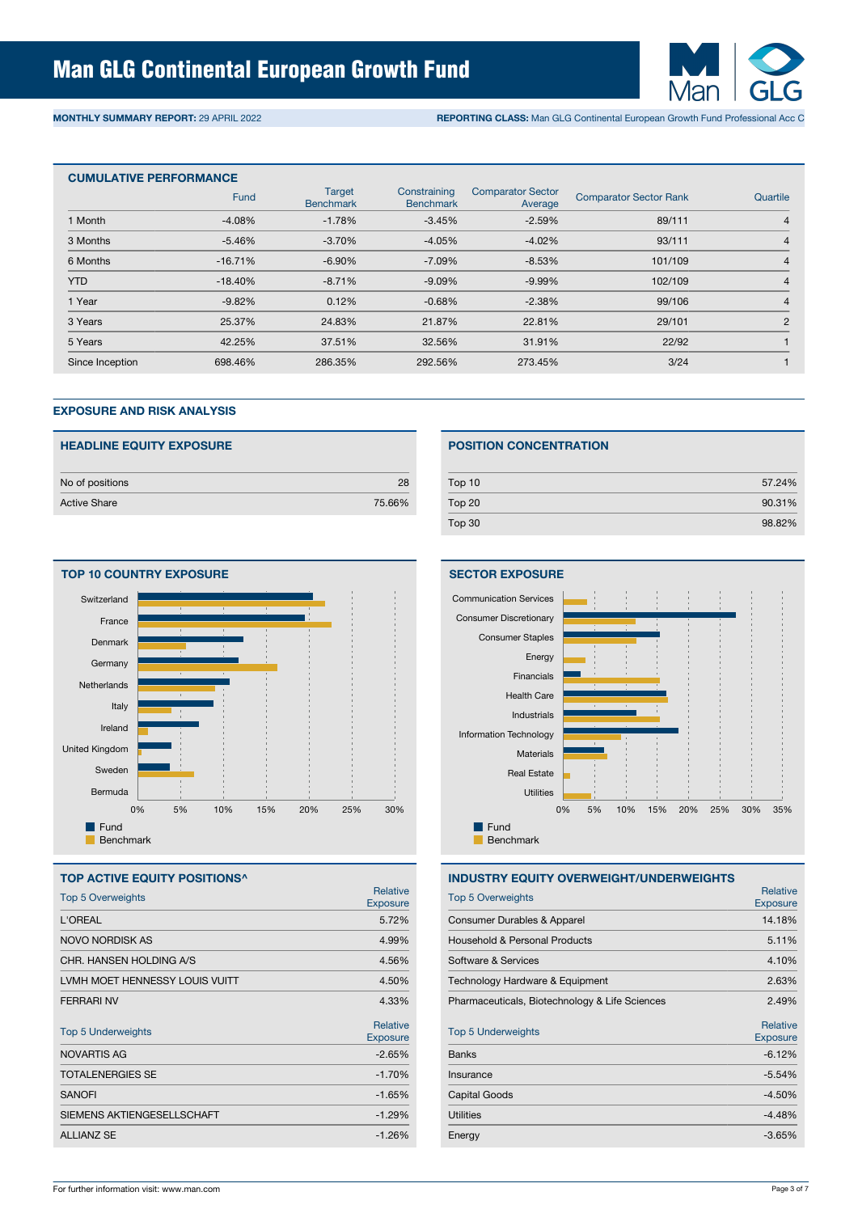# Man GLG Continental European Growth Fund

**MONTHLY SUMMARY REPORT:** 29 APRIL 2022 **REPORTING CLASS:** Man GLG Continental European Growth Fund Professional Acc C

## CUMULATIVE PERFORMANCE

| | Fund | Target Benchmark | Constraining Benchmark | Comparator Sector Average | Comparator Sector Rank | Quartile |
|---|---|---|---|---|---|---|
| 1 Month | -4.08% | -1.78% | -3.45% | -2.59% | 89/111 | 4 |
| 3 Months | -5.46% | -3.70% | -4.05% | -4.02% | 93/111 | 4 |
| 6 Months | -16.71% | -6.90% | -7.09% | -8.53% | 101/109 | 4 |
| YTD | -18.40% | -8.71% | -9.09% | -9.99% | 102/109 | 4 |
| 1 Year | -9.82% | 0.12% | -0.68% | -2.38% | 99/106 | 4 |
| 3 Years | 25.37% | 24.83% | 21.87% | 22.81% | 29/101 | 2 |
| 5 Years | 42.25% | 37.51% | 32.56% | 31.91% | 22/92 | 1 |
| Since Inception | 698.46% | 286.35% | 292.56% | 273.45% | 3/24 | 1 |

## EXPOSURE AND RISK ANALYSIS

### HEADLINE EQUITY EXPOSURE

| | |
|---|---|
| No of positions | 28 |
| Active Share | 75.66% |

### POSITION CONCENTRATION

| | |
|---|---|
| Top 10 | 57.24% |
| Top 20 | 90.31% |
| Top 30 | 98.82% |

### TOP 10 COUNTRY EXPOSURE

Switzerland, France, Denmark, Germany, Netherlands, Italy, Ireland, United Kingdom, Sweden, Bermuda

0% 5% 10% 15% 20% 25% 30%

Fund
Benchmark

### SECTOR EXPOSURE

Communication Services, Consumer Discretionary, Consumer Staples, Energy, Financials, Health Care, Industrials, Information Technology, Materials, Real Estate, Utilities

0% 5% 10% 15% 20% 25% 30% 35%

Fund
Benchmark

### TOP ACTIVE EQUITY POSITIONS^

| Top 5 Overweights | Relative Exposure |
|---|---|
| L'OREAL | 5.72% |
| NOVO NORDISK AS | 4.99% |
| CHR. HANSEN HOLDING A/S | 4.56% |
| LVMH MOET HENNESSY LOUIS VUITT | 4.50% |
| FERRARI NV | 4.33% |

| Top 5 Underweights | Relative Exposure |
|---|---|
| NOVARTIS AG | -2.65% |
| TOTALENERGIES SE | -1.70% |
| SANOFI | -1.65% |
| SIEMENS AKTIENGESELLSCHAFT | -1.29% |
| ALLIANZ SE | -1.26% |

### INDUSTRY EQUITY OVERWEIGHT/UNDERWEIGHTS

| Top 5 Overweights | Relative Exposure |
|---|---|
| Consumer Durables & Apparel | 14.18% |
| Household & Personal Products | 5.11% |
| Software & Services | 4.10% |
| Technology Hardware & Equipment | 2.63% |
| Pharmaceuticals, Biotechnology & Life Sciences | 2.49% |

| Top 5 Underweights | Relative Exposure |
|---|---|
| Banks | -6.12% |
| Insurance | -5.54% |
| Capital Goods | -4.50% |
| Utilities | -4.48% |
| Energy | -3.65% |

For further information visit: www.man.com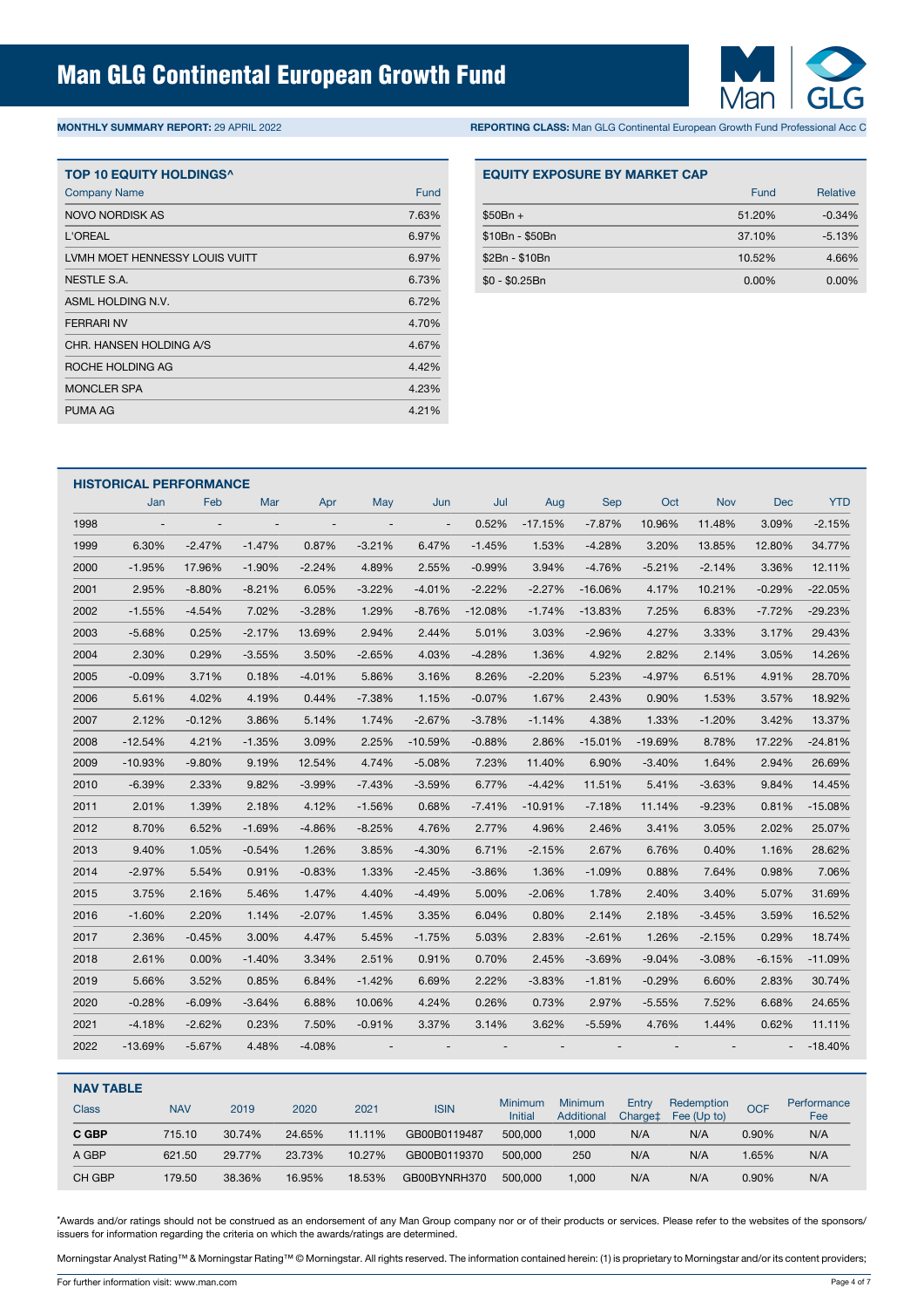# Man GLG Continental European Growth Fund

**MONTHLY SUMMARY REPORT:** 29 APRIL 2022

**REPORTING CLASS:** Man GLG Continental European Growth Fund Professional Acc C

## TOP 10 EQUITY HOLDINGS^

| Company Name | Fund |
|---|---|
| NOVO NORDISK AS | 7.63% |
| L'OREAL | 6.97% |
| LVMH MOET HENNESSY LOUIS VUITT | 6.97% |
| NESTLE S.A. | 6.73% |
| ASML HOLDING N.V. | 6.72% |
| FERRARI NV | 4.70% |
| CHR. HANSEN HOLDING A/S | 4.67% |
| ROCHE HOLDING AG | 4.42% |
| MONCLER SPA | 4.23% |
| PUMA AG | 4.21% |

## EQUITY EXPOSURE BY MARKET CAP

| | Fund | Relative |
|---|---|---|
| $50Bn + | 51.20% | -0.34% |
| $10Bn - $50Bn | 37.10% | -5.13% |
| $2Bn - $10Bn | 10.52% | 4.66% |
| $0 - $0.25Bn | 0.00% | 0.00% |

## HISTORICAL PERFORMANCE

| | Jan | Feb | Mar | Apr | May | Jun | Jul | Aug | Sep | Oct | Nov | Dec | YTD |
|---|---|---|---|---|---|---|---|---|---|---|---|---|---|
| 1998 | - | - | - | - | - | - | 0.52% | -17.15% | -7.87% | 10.96% | 11.48% | 3.09% | -2.15% |
| 1999 | 6.30% | -2.47% | -1.47% | 0.87% | -3.21% | 6.47% | -1.45% | 1.53% | -4.28% | 3.20% | 13.85% | 12.80% | 34.77% |
| 2000 | -1.95% | 17.96% | -1.90% | -2.24% | 4.89% | 2.55% | -0.99% | 3.94% | -4.76% | -5.21% | -2.14% | 3.36% | 12.11% |
| 2001 | 2.95% | -8.80% | -8.21% | 6.05% | -3.22% | -4.01% | -2.22% | -2.27% | -16.06% | 4.17% | 10.21% | -0.29% | -22.05% |
| 2002 | -1.55% | -4.54% | 7.02% | -3.28% | 1.29% | -8.76% | -12.08% | -1.74% | -13.83% | 7.25% | 6.83% | -7.72% | -29.23% |
| 2003 | -5.68% | 0.25% | -2.17% | 13.69% | 2.94% | 2.44% | 5.01% | 3.03% | -2.96% | 4.27% | 3.33% | 3.17% | 29.43% |
| 2004 | 2.30% | 0.29% | -3.55% | 3.50% | -2.65% | 4.03% | -4.28% | 1.36% | 4.92% | 2.82% | 2.14% | 3.05% | 14.26% |
| 2005 | -0.09% | 3.71% | 0.18% | -4.01% | 5.86% | 3.16% | 8.26% | -2.20% | 5.23% | -4.97% | 6.51% | 4.91% | 28.70% |
| 2006 | 5.61% | 4.02% | 4.19% | 0.44% | -7.38% | 1.15% | -0.07% | 1.67% | 2.43% | 0.90% | 1.53% | 3.57% | 18.92% |
| 2007 | 2.12% | -0.12% | 3.86% | 5.14% | 1.74% | -2.67% | -3.78% | -1.14% | 4.38% | 1.33% | -1.20% | 3.42% | 13.37% |
| 2008 | -12.54% | 4.21% | -1.35% | 3.09% | 2.25% | -10.59% | -0.88% | 2.86% | -15.01% | -19.69% | 8.78% | 17.22% | -24.81% |
| 2009 | -10.93% | -9.80% | 9.19% | 12.54% | 4.74% | -5.08% | 7.23% | 11.40% | 6.90% | -3.40% | 1.64% | 2.94% | 26.69% |
| 2010 | -6.39% | 2.33% | 9.82% | -3.99% | -7.43% | -3.59% | 6.77% | -4.42% | 11.51% | 5.41% | -3.63% | 9.84% | 14.45% |
| 2011 | 2.01% | 1.39% | 2.18% | 4.12% | -1.56% | 0.68% | -7.41% | -10.91% | -7.18% | 11.14% | -9.23% | 0.81% | -15.08% |
| 2012 | 8.70% | 6.52% | -1.69% | -4.86% | -8.25% | 4.76% | 2.77% | 4.96% | 2.46% | 3.41% | 3.05% | 2.02% | 25.07% |
| 2013 | 9.40% | 1.05% | -0.54% | 1.26% | 3.85% | -4.30% | 6.71% | -2.15% | 2.67% | 6.76% | 0.40% | 1.16% | 28.62% |
| 2014 | -2.97% | 5.54% | 0.91% | -0.83% | 1.33% | -2.45% | -3.86% | 1.36% | -1.09% | 0.88% | 7.64% | 0.98% | 7.06% |
| 2015 | 3.75% | 2.16% | 5.46% | 1.47% | 4.40% | -4.49% | 5.00% | -2.06% | 1.78% | 2.40% | 3.40% | 5.07% | 31.69% |
| 2016 | -1.60% | 2.20% | 1.14% | -2.07% | 1.45% | 3.35% | 6.04% | 0.80% | 2.14% | 2.18% | -3.45% | 3.59% | 16.52% |
| 2017 | 2.36% | -0.45% | 3.00% | 4.47% | 5.45% | -1.75% | 5.03% | 2.83% | -2.61% | 1.26% | -2.15% | 0.29% | 18.74% |
| 2018 | 2.61% | 0.00% | -1.40% | 3.34% | 2.51% | 0.91% | 0.70% | 2.45% | -3.69% | -9.04% | -3.08% | -6.15% | -11.09% |
| 2019 | 5.66% | 3.52% | 0.85% | 6.84% | -1.42% | 6.69% | 2.22% | -3.83% | -1.81% | -0.29% | 6.60% | 2.83% | 30.74% |
| 2020 | -0.28% | -6.09% | -3.64% | 6.88% | 10.06% | 4.24% | 0.26% | 0.73% | 2.97% | -5.55% | 7.52% | 6.68% | 24.65% |
| 2021 | -4.18% | -2.62% | 0.23% | 7.50% | -0.91% | 3.37% | 3.14% | 3.62% | -5.59% | 4.76% | 1.44% | 0.62% | 11.11% |
| 2022 | -13.69% | -5.67% | 4.48% | -4.08% | - | - | - | - | - | - | - | - | -18.40% |

## NAV TABLE

| Class | NAV | 2019 | 2020 | 2021 | ISIN | Minimum Initial | Minimum Additional | Entry Charge‡ | Redemption Fee (Up to) | OCF | Performance Fee |
|---|---|---|---|---|---|---|---|---|---|---|---|
| **C GBP** | 715.10 | 30.74% | 24.65% | 11.11% | GB00B0119487 | 500,000 | 1,000 | N/A | N/A | 0.90% | N/A |
| A GBP | 621.50 | 29.77% | 23.73% | 10.27% | GB00B0119370 | 500,000 | 250 | N/A | N/A | 1.65% | N/A |
| CH GBP | 179.50 | 38.36% | 16.95% | 18.53% | GB00BYNRH370 | 500,000 | 1,000 | N/A | N/A | 0.90% | N/A |

*Awards and/or ratings should not be construed as an endorsement of any Man Group company nor or of their products or services. Please refer to the websites of the sponsors/issuers for information regarding the criteria on which the awards/ratings are determined.

Morningstar Analyst Rating™ & Morningstar Rating™ © Morningstar. All rights reserved. The information contained herein: (1) is proprietary to Morningstar and/or its content providers;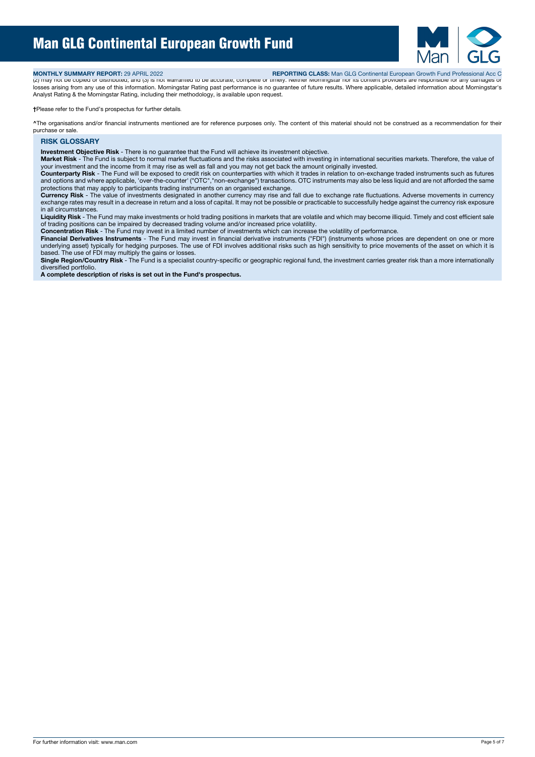(2) may not be copied or distributed; and (3) is not warranted to be accurate, complete or timely. Neither Morningstar nor its content providers are responsible for any damages or losses arising from any use of this information. Morningstar Rating past performance is no guarantee of future results. Where applicable, detailed information about Morningstar's Analyst Rating & the Morningstar Rating, including their methodology, is available upon request.

†Please refer to the Fund's prospectus for further details.

^The organisations and/or financial instruments mentioned are for reference purposes only. The content of this material should not be construed as a recommendation for their purchase or sale.

## RISK GLOSSARY

**Investment Objective Risk** - There is no guarantee that the Fund will achieve its investment objective.

**Market Risk** - The Fund is subject to normal market fluctuations and the risks associated with investing in international securities markets. Therefore, the value of your investment and the income from it may rise as well as fall and you may not get back the amount originally invested.

**Counterparty Risk** - The Fund will be exposed to credit risk on counterparties with which it trades in relation to on-exchange traded instruments such as futures and options and where applicable, 'over-the-counter' ("OTC","non-exchange") transactions. OTC instruments may also be less liquid and are not afforded the same protections that may apply to participants trading instruments on an organised exchange.

**Currency Risk** - The value of investments designated in another currency may rise and fall due to exchange rate fluctuations. Adverse movements in currency exchange rates may result in a decrease in return and a loss of capital. It may not be possible or practicable to successfully hedge against the currency risk exposure in all circumstances.

**Liquidity Risk** - The Fund may make investments or hold trading positions in markets that are volatile and which may become illiquid. Timely and cost efficient sale of trading positions can be impaired by decreased trading volume and/or increased price volatility.

**Concentration Risk** - The Fund may invest in a limited number of investments which can increase the volatility of performance.

**Financial Derivatives Instruments** - The Fund may invest in financial derivative instruments ("FDI") (instruments whose prices are dependent on one or more underlying asset) typically for hedging purposes. The use of FDI involves additional risks such as high sensitivity to price movements of the asset on which it is based. The use of FDI may multiply the gains or losses.

**Single Region/Country Risk** - The Fund is a specialist country-specific or geographic regional fund, the investment carries greater risk than a more internationally diversified portfolio.

**A complete description of risks is set out in the Fund's prospectus.**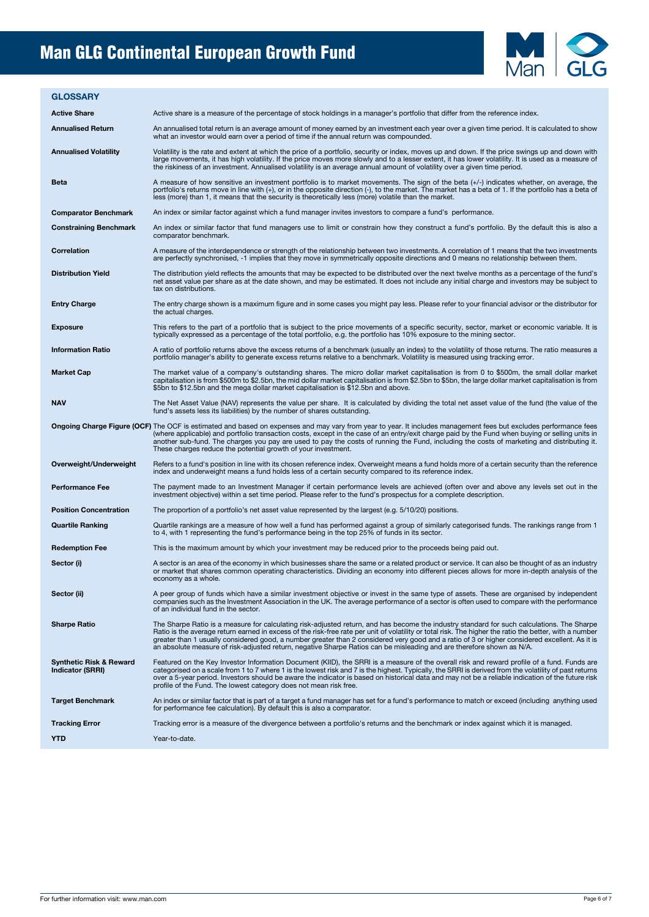# Man GLG Continental European Growth Fund

## GLOSSARY

**Active Share** Active share is a measure of the percentage of stock holdings in a manager's portfolio that differ from the reference index.

**Annualised Return** An annualised total return is an average amount of money earned by an investment each year over a given time period. It is calculated to show what an investor would earn over a period of time if the annual return was compounded.

**Annualised Volatility** Volatility is the rate and extent at which the price of a portfolio, security or index, moves up and down. If the price swings up and down with large movements, it has high volatility. If the price moves more slowly and to a lesser extent, it has lower volatility. It is used as a measure of the riskiness of an investment. Annualised volatility is an average annual amount of volatility over a given time period.

**Beta** A measure of how sensitive an investment portfolio is to market movements. The sign of the beta (+/-) indicates whether, on average, the portfolio's returns move in line with (+), or in the opposite direction (-), to the market. The market has a beta of 1. If the portfolio has a beta of less (more) than 1, it means that the security is theoretically less (more) volatile than the market.

**Comparator Benchmark** An index or similar factor against which a fund manager invites investors to compare a fund's performance.

**Constraining Benchmark** An index or similar factor that fund managers use to limit or constrain how they construct a fund's portfolio. By the default this is also a comparator benchmark.

**Correlation** A measure of the interdependence or strength of the relationship between two investments. A correlation of 1 means that the two investments are perfectly synchronised, -1 implies that they move in symmetrically opposite directions and 0 means no relationship between them.

**Distribution Yield** The distribution yield reflects the amounts that may be expected to be distributed over the next twelve months as a percentage of the fund's net asset value per share as at the date shown, and may be estimated. It does not include any initial charge and investors may be subject to tax on distributions.

**Entry Charge** The entry charge shown is a maximum figure and in some cases you might pay less. Please refer to your financial advisor or the distributor for the actual charges.

**Exposure** This refers to the part of a portfolio that is subject to the price movements of a specific security, sector, market or economic variable. It is typically expressed as a percentage of the total portfolio, e.g. the portfolio has 10% exposure to the mining sector.

**Information Ratio** A ratio of portfolio returns above the excess returns of a benchmark (usually an index) to the volatility of those returns. The ratio measures a portfolio manager's ability to generate excess returns relative to a benchmark. Volatility is measured using tracking error.

**Market Cap** The market value of a company's outstanding shares. The micro dollar market capitalisation is from 0 to $500m, the small dollar market capitalisation is from $500m to $2.5bn, the mid dollar market capitalisation is from $2.5bn to $5bn, the large dollar market capitalisation is from $5bn to $12.5bn and the mega dollar market capitalisation is $12.5bn and above.

**NAV** The Net Asset Value (NAV) represents the value per share. It is calculated by dividing the total net asset value of the fund (the value of the fund's assets less its liabilities) by the number of shares outstanding.

**Ongoing Charge Figure (OCF)** The OCF is estimated and based on expenses and may vary from year to year. It includes management fees but excludes performance fees (where applicable) and portfolio transaction costs, except in the case of an entry/exit charge paid by the Fund when buying or selling units in another sub-fund. The charges you pay are used to pay the costs of running the Fund, including the costs of marketing and distributing it. These charges reduce the potential growth of your investment.

**Overweight/Underweight** Refers to a fund's position in line with its chosen reference index. Overweight means a fund holds more of a certain security than the reference index and underweight means a fund holds less of a certain security compared to its reference index.

**Performance Fee** The payment made to an Investment Manager if certain performance levels are achieved (often over and above any levels set out in the investment objective) within a set time period. Please refer to the fund's prospectus for a complete description.

**Position Concentration** The proportion of a portfolio's net asset value represented by the largest (e.g. 5/10/20) positions.

**Quartile Ranking** Quartile rankings are a measure of how well a fund has performed against a group of similarly categorised funds. The rankings range from 1 to 4, with 1 representing the fund's performance being in the top 25% of funds in its sector.

**Redemption Fee** This is the maximum amount by which your investment may be reduced prior to the proceeds being paid out.

**Sector (i)** A sector is an area of the economy in which businesses share the same or a related product or service. It can also be thought of as an industry or market that shares common operating characteristics. Dividing an economy into different pieces allows for more in-depth analysis of the economy as a whole.

**Sector (ii)** A peer group of funds which have a similar investment objective or invest in the same type of assets. These are organised by independent companies such as the Investment Association in the UK. The average performance of a sector is often used to compare with the performance of an individual fund in the sector.

**Sharpe Ratio** The Sharpe Ratio is a measure for calculating risk-adjusted return, and has become the industry standard for such calculations. The Sharpe Ratio is the average return earned in excess of the risk-free rate per unit of volatility or total risk. The higher the ratio the better, with a number greater than 1 usually considered good, a number greater than 2 considered very good and a ratio of 3 or higher considered excellent. As it is an absolute measure of risk-adjusted return, negative Sharpe Ratios can be misleading and are therefore shown as N/A.

**Synthetic Risk & Reward Indicator (SRRI)** Featured on the Key Investor Information Document (KIID), the SRRI is a measure of the overall risk and reward profile of a fund. Funds are categorised on a scale from 1 to 7 where 1 is the lowest risk and 7 is the highest. Typically, the SRRI is derived from the volatility of past returns over a 5-year period. Investors should be aware the indicator is based on historical data and may not be a reliable indication of the future risk profile of the Fund. The lowest category does not mean risk free.

**Target Benchmark** An index or similar factor that is part of a target a fund manager has set for a fund's performance to match or exceed (including anything used for performance fee calculation). By default this is also a comparator.

**Tracking Error** Tracking error is a measure of the divergence between a portfolio's returns and the benchmark or index against which it is managed.

**YTD** Year-to-date.

For further information visit: www.man.com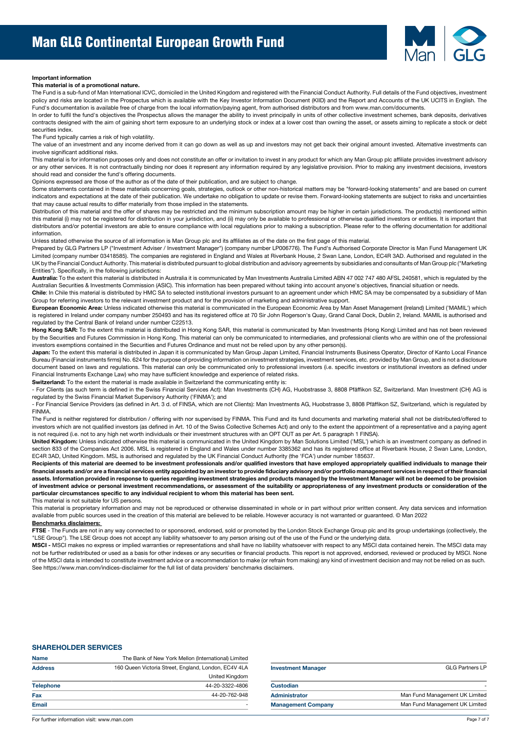# Man GLG Continental European Growth Fund

**Important information**

**This material is of a promotional nature.**

The Fund is a sub-fund of Man International ICVC, domiciled in the United Kingdom and registered with the Financial Conduct Authority. Full details of the Fund objectives, investment policy and risks are located in the Prospectus which is available with the Key Investor Information Document (KIID) and the Report and Accounts of the UK UCITS in English. The Fund's documentation is available free of charge from the local information/paying agent, from authorised distributors and from www.man.com/documents.

In order to fulfil the fund's objectives the Prospectus allows the manager the ability to invest principally in units of other collective investment schemes, bank deposits, derivatives contracts designed with the aim of gaining short term exposure to an underlying stock or index at a lower cost than owning the asset, or assets aiming to replicate a stock or debt securities index.

The Fund typically carries a risk of high volatility.

The value of an investment and any income derived from it can go down as well as up and investors may not get back their original amount invested. Alternative investments can involve significant additional risks.

This material is for information purposes only and does not constitute an offer or invitation to invest in any product for which any Man Group plc affiliate provides investment advisory or any other services. It is not contractually binding nor does it represent any information required by any legislative provision. Prior to making any investment decisions, investors should read and consider the fund's offering documents.

Opinions expressed are those of the author as of the date of their publication, and are subject to change.

Some statements contained in these materials concerning goals, strategies, outlook or other non-historical matters may be "forward-looking statements" and are based on current indicators and expectations at the date of their publication. We undertake no obligation to update or revise them. Forward-looking statements are subject to risks and uncertainties that may cause actual results to differ materially from those implied in the statements.

Distribution of this material and the offer of shares may be restricted and the minimum subscription amount may be higher in certain jurisdictions. The product(s) mentioned within this material (i) may not be registered for distribution in your jurisdiction, and (ii) may only be available to professional or otherwise qualified investors or entities. It is important that distributors and/or potential investors are able to ensure compliance with local regulations prior to making a subscription. Please refer to the offering documentation for additional information.

Unless stated otherwise the source of all information is Man Group plc and its affiliates as of the date on the first page of this material.

Prepared by GLG Partners LP ("Investment Adviser / Investment Manager") (company number LP006776). The Fund's Authorised Corporate Director is Man Fund Management UK Limited (company number 03418585). The companies are registered in England and Wales at Riverbank House, 2 Swan Lane, London, EC4R 3AD. Authorised and regulated in the UK by the Financial Conduct Authority. This material is distributed pursuant to global distribution and advisory agreements by subsidiaries and consultants of Man Group plc ("Marketing Entities"). Specifically, in the following jurisdictions:

**Australia:** To the extent this material is distributed in Australia it is communicated by Man Investments Australia Limited ABN 47 002 747 480 AFSL 240581, which is regulated by the Australian Securities & Investments Commission (ASIC). This information has been prepared without taking into account anyone's objectives, financial situation or needs.

**Chile**: In Chile this material is distributed by HMC SA to selected institutional investors pursuant to an agreement under which HMC SA may be compensated by a subsidiary of Man Group for referring investors to the relevant investment product and for the provision of marketing and administrative support.

**European Economic Area:** Unless indicated otherwise this material is communicated in the European Economic Area by Man Asset Management (Ireland) Limited ('MAMIL') which is registered in Ireland under company number 250493 and has its registered office at 70 Sir John Rogerson's Quay, Grand Canal Dock, Dublin 2, Ireland. MAMIL is authorised and regulated by the Central Bank of Ireland under number C22513.

**Hong Kong SAR:** To the extent this material is distributed in Hong Kong SAR, this material is communicated by Man Investments (Hong Kong) Limited and has not been reviewed by the Securities and Futures Commission in Hong Kong. This material can only be communicated to intermediaries, and professional clients who are within one of the professional investors exemptions contained in the Securities and Futures Ordinance and must not be relied upon by any other person(s).

**Japan:** To the extent this material is distributed in Japan it is communicated by Man Group Japan Limited, Financial Instruments Business Operator, Director of Kanto Local Finance Bureau (Financial instruments firms) No. 624 for the purpose of providing information on investment strategies, investment services, etc. provided by Man Group, and is not a disclosure document based on laws and regulations. This material can only be communicated only to professional investors (i.e. specific investors or institutional investors as defined under Financial Instruments Exchange Law) who may have sufficient knowledge and experience of related risks.

**Switzerland:** To the extent the material is made available in Switzerland the communicating entity is:

- For Clients (as such term is defined in the Swiss Financial Services Act): Man Investments (CH) AG, Huobstrasse 3, 8808 Pfäffikon SZ, Switzerland. Man Investment (CH) AG is regulated by the Swiss Financial Market Supervisory Authority ('FINMA'); and
- For Financial Service Providers (as defined in Art. 3 d. of FINSA, which are not Clients): Man Investments AG, Huobstrasse 3, 8808 Pfäffikon SZ, Switzerland, which is regulated by FINMA.

The Fund is neither registered for distribution / offering with nor supervised by FINMA. This Fund and its fund documents and marketing material shall not be distributed/offered to investors which are not qualified investors (as defined in Art. 10 of the Swiss Collective Schemes Act) and only to the extent the appointment of a representative and a paying agent is not required (i.e. not to any high net worth individuals or their investment structures with an OPT OUT as per Art. 5 paragraph 1 FINSA).

**United Kingdom:** Unless indicated otherwise this material is communicated in the United Kingdom by Man Solutions Limited ('MSL') which is an investment company as defined in section 833 of the Companies Act 2006. MSL is registered in England and Wales under number 3385362 and has its registered office at Riverbank House, 2 Swan Lane, London, EC4R 3AD, United Kingdom. MSL is authorised and regulated by the UK Financial Conduct Authority (the 'FCA') under number 185637.

**Recipients of this material are deemed to be investment professionals and/or qualified investors that have employed appropriately qualified individuals to manage their financial assets and/or are a financial services entity appointed by an investor to provide fiduciary advisory and/or portfolio management services in respect of their financial assets. Information provided in response to queries regarding investment strategies and products managed by the Investment Manager will not be deemed to be provision of investment advice or personal investment recommendations, or assessment of the suitability or appropriateness of any investment products or consideration of the particular circumstances specific to any individual recipient to whom this material has been sent.**

This material is not suitable for US persons.

This material is proprietary information and may not be reproduced or otherwise disseminated in whole or in part without prior written consent. Any data services and information available from public sources used in the creation of this material are believed to be reliable. However accuracy is not warranted or guaranteed. © Man 2022

**Benchmarks disclaimers:**

**FTSE** - The Funds are not in any way connected to or sponsored, endorsed, sold or promoted by the London Stock Exchange Group plc and its group undertakings (collectively, the "LSE Group"). The LSE Group does not accept any liability whatsoever to any person arising out of the use of the Fund or the underlying data.

**MSCI -** MSCI makes no express or implied warranties or representations and shall have no liability whatsoever with respect to any MSCI data contained herein. The MSCI data may not be further redistributed or used as a basis for other indexes or any securities or financial products. This report is not approved, endorsed, reviewed or produced by MSCI. None of the MSCI data is intended to constitute investment advice or a recommendation to make (or refrain from making) any kind of investment decision and may not be relied on as such. See https://www.man.com/indices-disclaimer for the full list of data providers' benchmarks disclaimers.

## SHAREHOLDER SERVICES

| | |
|---|---|
| **Name** | The Bank of New York Mellon (International) Limited |
| **Address** | 160 Queen Victoria Street, England, London, EC4V 4LA United Kingdom |
| **Telephone** | 44-20-3322-4806 |
| **Fax** | 44-20-762-948 |
| **Email** | - |

| | |
|---|---|
| **Investment Manager** | GLG Partners LP |
| **Custodian** | - |
| **Administrator** | Man Fund Management UK Limited |
| **Management Company** | Man Fund Management UK Limited |

For further information visit: www.man.com